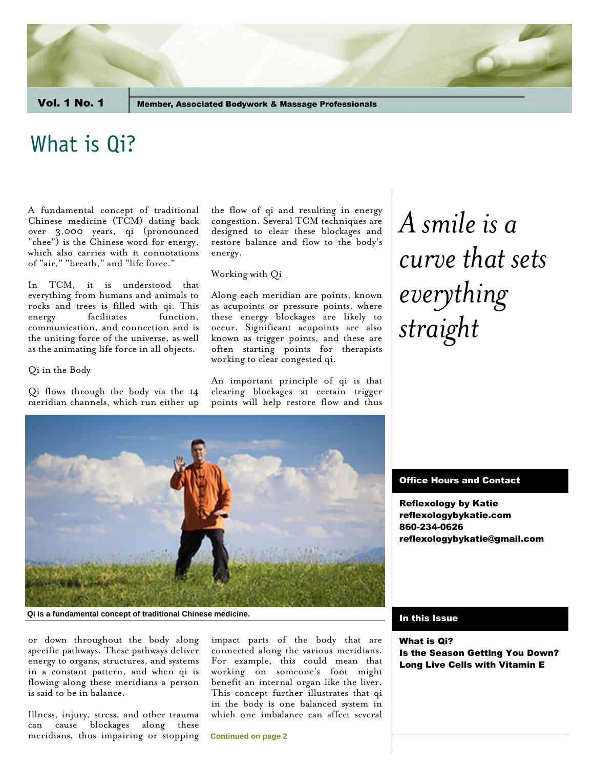Vol. 1 No. 1 | Member, Associated Bodywork & Massage Professionals

# What is Qi?

A fundamental concept of traditional Chinese medicine (TCM) dating back over 3,000 years, qi (pronounced "chee") is the Chinese word for energy, which also carries with it connotations of "air," "breath," and "life force."

In TCM, it is understood that everything from humans and animals to rocks and trees is filled with qi. This energy facilitates function, communication, and connection and is the uniting force of the universe, as well as the animating life force in all objects.

## Qi in the Body

Qi flows through the body via the 14 meridian channels, which run either up or down throughout the body along specific pathways. These pathways deliver energy to organs, structures, and systems in a constant pattern, and when qi is flowing along these meridians a person is said to be in balance.

Illness, injury, stress, and other trauma can cause blockages along these meridians, thus impairing or stopping the flow of qi and resulting in energy congestion. Several TCM techniques are designed to clear these blockages and restore balance and flow to the body's energy.

## Working with Qi

Along each meridian are points, known as acupoints or pressure points, where these energy blockages are likely to occur. Significant acupoints are also known as trigger points, and these are often starting points for therapists working to clear congested qi.

An important principle of qi is that clearing blockages at certain trigger points will help restore flow and thus impact parts of the body that are connected along the various meridians. For example, this could mean that working on someone's foot might benefit an internal organ like the liver. This concept further illustrates that qi in the body is one balanced system in which one imbalance can affect several

**Continued on page 2**

**Qi is a fundamental concept of traditional Chinese medicine.**

*A smile is a curve that sets everything straight*

### Office Hours and Contact

**Reflexology by Katie**
**reflexologybykatie.com**
**860-234-0626**
**reflexologybykatie@gmail.com**

### In this Issue

**What is Qi?**
**Is the Season Getting You Down?**
**Long Live Cells with Vitamin E**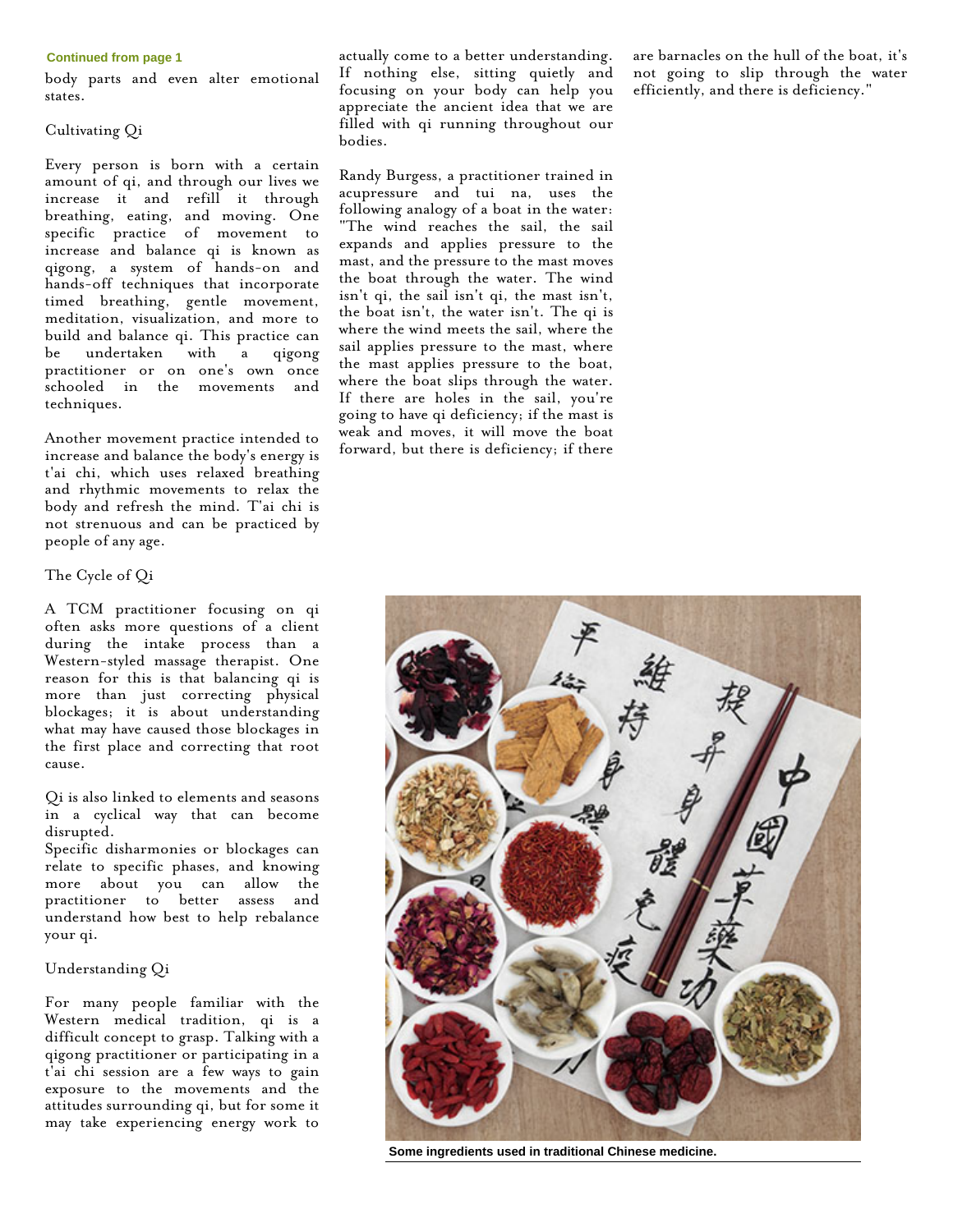Continued from page 1

body parts and even alter emotional states.

## Cultivating Qi

Every person is born with a certain amount of qi, and through our lives we increase it and refill it through breathing, eating, and moving. One specific practice of movement to increase and balance qi is known as qigong, a system of hands-on and hands-off techniques that incorporate timed breathing, gentle movement, meditation, visualization, and more to build and balance qi. This practice can be undertaken with a qigong practitioner or on one's own once schooled in the movements and techniques.

Another movement practice intended to increase and balance the body's energy is t'ai chi, which uses relaxed breathing and rhythmic movements to relax the body and refresh the mind. T'ai chi is not strenuous and can be practiced by people of any age.

## The Cycle of Qi

A TCM practitioner focusing on qi often asks more questions of a client during the intake process than a Western-styled massage therapist. One reason for this is that balancing qi is more than just correcting physical blockages; it is about understanding what may have caused those blockages in the first place and correcting that root cause.

Qi is also linked to elements and seasons in a cyclical way that can become disrupted.
Specific disharmonies or blockages can relate to specific phases, and knowing more about you can allow the practitioner to better assess and understand how best to help rebalance your qi.

## Understanding Qi

For many people familiar with the Western medical tradition, qi is a difficult concept to grasp. Talking with a qigong practitioner or participating in a t'ai chi session are a few ways to gain exposure to the movements and the attitudes surrounding qi, but for some it may take experiencing energy work to actually come to a better understanding. If nothing else, sitting quietly and focusing on your body can help you appreciate the ancient idea that we are filled with qi running throughout our bodies.

Randy Burgess, a practitioner trained in acupressure and tui na, uses the following analogy of a boat in the water: "The wind reaches the sail, the sail expands and applies pressure to the mast, and the pressure to the mast moves the boat through the water. The wind isn't qi, the sail isn't qi, the mast isn't, the boat isn't, the water isn't. The qi is where the wind meets the sail, where the sail applies pressure to the mast, where the mast applies pressure to the boat, where the boat slips through the water. If there are holes in the sail, you're going to have qi deficiency; if the mast is weak and moves, it will move the boat forward, but there is deficiency; if there are barnacles on the hull of the boat, it's not going to slip through the water efficiently, and there is deficiency."

**Some ingredients used in traditional Chinese medicine.**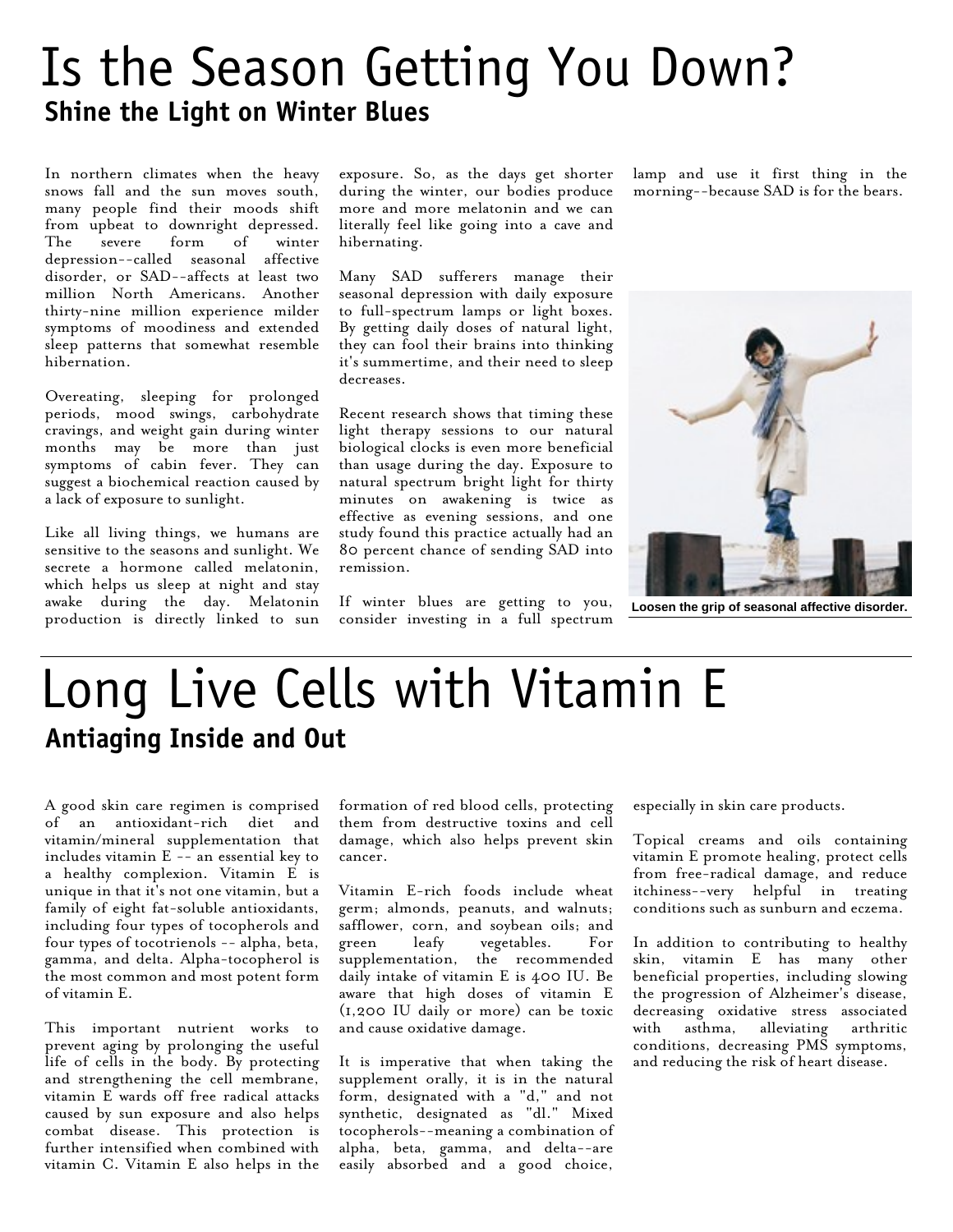# Is the Season Getting You Down?

## Shine the Light on Winter Blues

In northern climates when the heavy snows fall and the sun moves south, many people find their moods shift from upbeat to downright depressed. The severe form of winter depression--called seasonal affective disorder, or SAD--affects at least two million North Americans. Another thirty-nine million experience milder symptoms of moodiness and extended sleep patterns that somewhat resemble hibernation.

Overeating, sleeping for prolonged periods, mood swings, carbohydrate cravings, and weight gain during winter months may be more than just symptoms of cabin fever. They can suggest a biochemical reaction caused by a lack of exposure to sunlight.

Like all living things, we humans are sensitive to the seasons and sunlight. We secrete a hormone called melatonin, which helps us sleep at night and stay awake during the day. Melatonin production is directly linked to sun exposure. So, as the days get shorter during the winter, our bodies produce more and more melatonin and we can literally feel like going into a cave and hibernating.

Many SAD sufferers manage their seasonal depression with daily exposure to full-spectrum lamps or light boxes. By getting daily doses of natural light, they can fool their brains into thinking it's summertime, and their need to sleep decreases.

Recent research shows that timing these light therapy sessions to our natural biological clocks is even more beneficial than usage during the day. Exposure to natural spectrum bright light for thirty minutes on awakening is twice as effective as evening sessions, and one study found this practice actually had an 80 percent chance of sending SAD into remission.

If winter blues are getting to you, consider investing in a full spectrum lamp and use it first thing in the morning--because SAD is for the bears.

Loosen the grip of seasonal affective disorder.

# Long Live Cells with Vitamin E

## Antiaging Inside and Out

A good skin care regimen is comprised of an antioxidant-rich diet and vitamin/mineral supplementation that includes vitamin E -- an essential key to a healthy complexion. Vitamin E is unique in that it's not one vitamin, but a family of eight fat-soluble antioxidants, including four types of tocopherols and four types of tocotrienols -- alpha, beta, gamma, and delta. Alpha-tocopherol is the most common and most potent form of vitamin E.

This important nutrient works to prevent aging by prolonging the useful life of cells in the body. By protecting and strengthening the cell membrane, vitamin E wards off free radical attacks caused by sun exposure and also helps combat disease. This protection is further intensified when combined with vitamin C. Vitamin E also helps in the formation of red blood cells, protecting them from destructive toxins and cell damage, which also helps prevent skin cancer.

Vitamin E-rich foods include wheat germ; almonds, peanuts, and walnuts; safflower, corn, and soybean oils; and green leafy vegetables. For supplementation, the recommended daily intake of vitamin E is 400 IU. Be aware that high doses of vitamin E (1,200 IU daily or more) can be toxic and cause oxidative damage.

It is imperative that when taking the supplement orally, it is in the natural form, designated with a "d," and not synthetic, designated as "dl." Mixed tocopherols--meaning a combination of alpha, beta, gamma, and delta--are easily absorbed and a good choice, especially in skin care products.

Topical creams and oils containing vitamin E promote healing, protect cells from free-radical damage, and reduce itchiness--very helpful in treating conditions such as sunburn and eczema.

In addition to contributing to healthy skin, vitamin E has many other beneficial properties, including slowing the progression of Alzheimer's disease, decreasing oxidative stress associated with asthma, alleviating arthritic conditions, decreasing PMS symptoms, and reducing the risk of heart disease.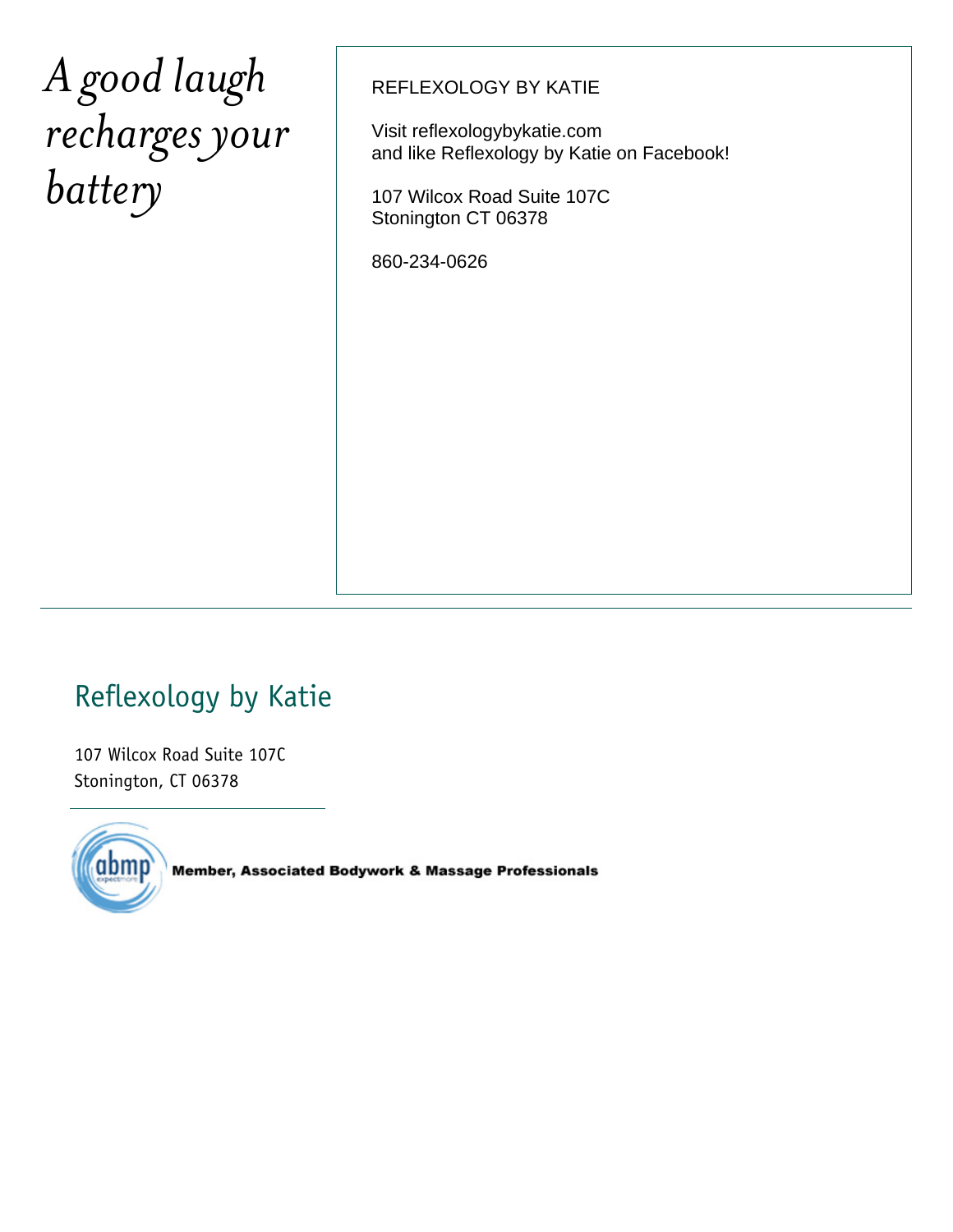*A good laugh recharges your battery*

REFLEXOLOGY BY KATIE

Visit reflexologybykatie.com
and like Reflexology by Katie on Facebook!

107 Wilcox Road Suite 107C
Stonington CT 06378

860-234-0626

---

## Reflexology by Katie

107 Wilcox Road Suite 107C
Stonington, CT 06378

---

**Member, Associated Bodywork & Massage Professionals**